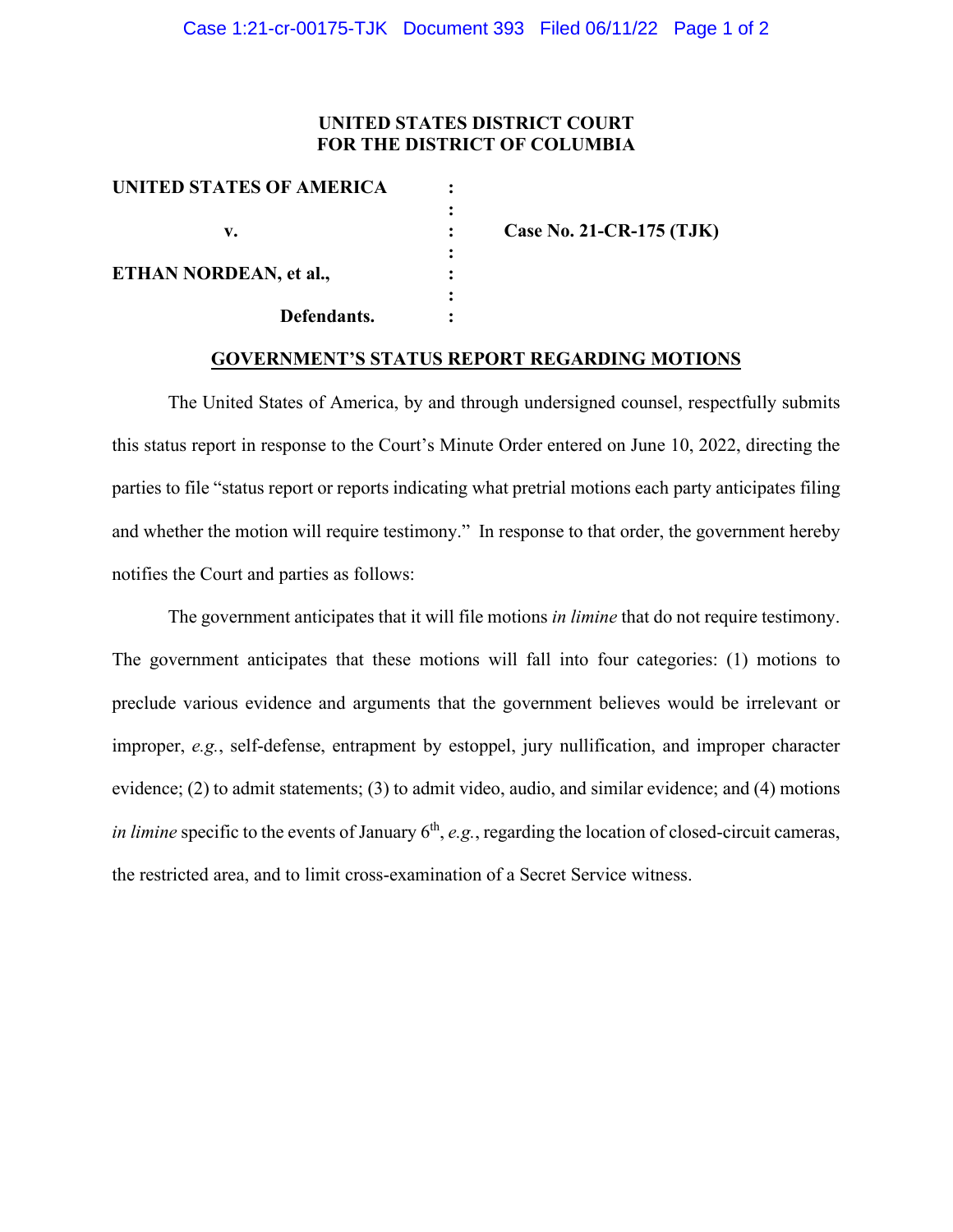**UNITED STATES DISTRICT COURT**
**FOR THE DISTRICT OF COLUMBIA**

| | | |
|---|---|---|
| **UNITED STATES OF AMERICA** | : | |
| | : | |
| **v.** | : | **Case No. 21-CR-175 (TJK)** |
| | : | |
| **ETHAN NORDEAN, et al.,** | : | |
| | : | |
| **Defendants.** | : | |

**GOVERNMENT'S STATUS REPORT REGARDING MOTIONS**

The United States of America, by and through undersigned counsel, respectfully submits this status report in response to the Court's Minute Order entered on June 10, 2022, directing the parties to file "status report or reports indicating what pretrial motions each party anticipates filing and whether the motion will require testimony." In response to that order, the government hereby notifies the Court and parties as follows:

The government anticipates that it will file motions *in limine* that do not require testimony. The government anticipates that these motions will fall into four categories: (1) motions to preclude various evidence and arguments that the government believes would be irrelevant or improper, *e.g.*, self-defense, entrapment by estoppel, jury nullification, and improper character evidence; (2) to admit statements; (3) to admit video, audio, and similar evidence; and (4) motions *in limine* specific to the events of January 6th, *e.g.*, regarding the location of closed-circuit cameras, the restricted area, and to limit cross-examination of a Secret Service witness.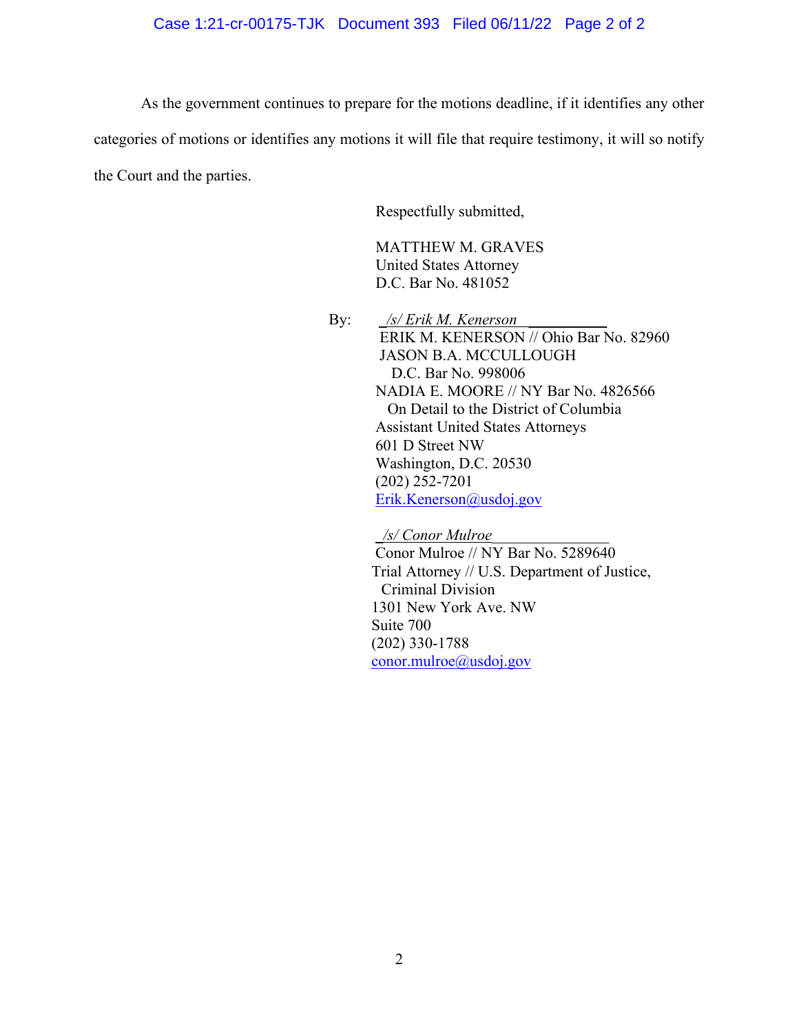As the government continues to prepare for the motions deadline, if it identifies any other categories of motions or identifies any motions it will file that require testimony, it will so notify the Court and the parties.

Respectfully submitted,

MATTHEW M. GRAVES
United States Attorney
D.C. Bar No. 481052

By: *\_/s/ Erik M. Kenerson\_\_\_\_\_\_\_\_\_\_*
ERIK M. KENERSON // Ohio Bar No. 82960
JASON B.A. MCCULLOUGH
D.C. Bar No. 998006
NADIA E. MOORE // NY Bar No. 4826566
On Detail to the District of Columbia
Assistant United States Attorneys
601 D Street NW
Washington, D.C. 20530
(202) 252-7201
Erik.Kenerson@usdoj.gov

*\_/s/ Conor Mulroe\_\_\_\_\_\_\_\_\_\_\_\_\_\_\_*
Conor Mulroe // NY Bar No. 5289640
Trial Attorney // U.S. Department of Justice,
Criminal Division
1301 New York Ave. NW
Suite 700
(202) 330-1788
conor.mulroe@usdoj.gov